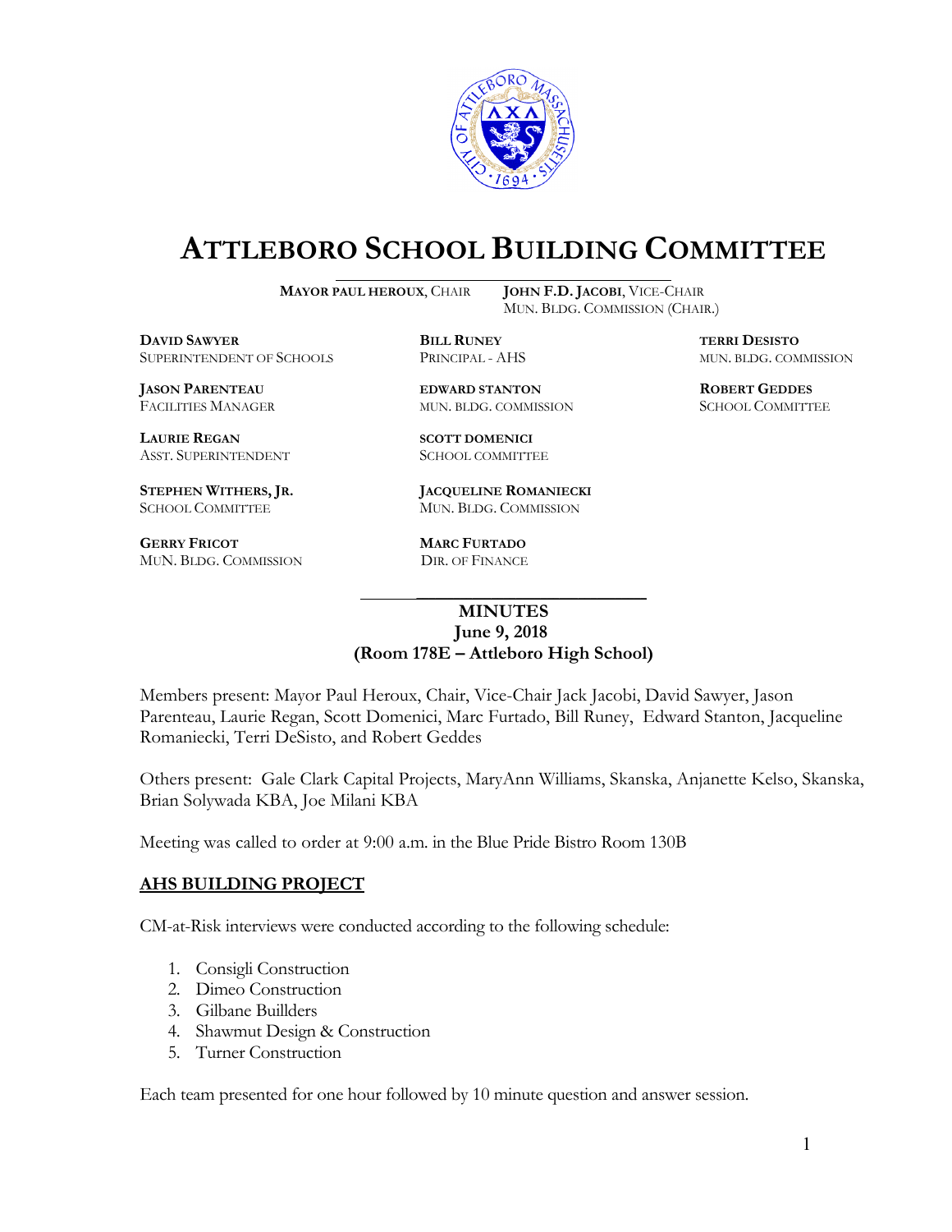# ATTLEBORO SCHOOL BUILDING COMMITTEE

**MAYOR PAUL HEROUX**, CHAIR

**JOHN F.D. JACOBI**, VICE-CHAIR
MUN. BLDG. COMMISSION (CHAIR.)

**DAVID SAWYER**
SUPERINTENDENT OF SCHOOLS

**BILL RUNEY**
PRINCIPAL - AHS

**TERRI DESISTO**
MUN. BLDG. COMMISSION

**JASON PARENTEAU**
FACILITIES MANAGER

**EDWARD STANTON**
MUN. BLDG. COMMISSION

**ROBERT GEDDES**
SCHOOL COMMITTEE

**LAURIE REGAN**
ASST. SUPERINTENDENT

**SCOTT DOMENICI**
SCHOOL COMMITTEE

**STEPHEN WITHERS, JR.**
SCHOOL COMMITTEE

**JACQUELINE ROMANIECKI**
MUN. BLDG. COMMISSION

**GERRY FRICOT**
MUN. BLDG. COMMISSION

**MARC FURTADO**
DIR. OF FINANCE

**MINUTES**
**June 9, 2018**
**(Room 178E – Attleboro High School)**

Members present: Mayor Paul Heroux, Chair, Vice-Chair Jack Jacobi, David Sawyer, Jason Parenteau, Laurie Regan, Scott Domenici, Marc Furtado, Bill Runey, Edward Stanton, Jacqueline Romaniecki, Terri DeSisto, and Robert Geddes

Others present: Gale Clark Capital Projects, MaryAnn Williams, Skanska, Anjanette Kelso, Skanska, Brian Solywada KBA, Joe Milani KBA

Meeting was called to order at 9:00 a.m. in the Blue Pride Bistro Room 130B

## AHS BUILDING PROJECT

CM-at-Risk interviews were conducted according to the following schedule:

1. Consigli Construction
2. Dimeo Construction
3. Gilbane Buillders
4. Shawmut Design & Construction
5. Turner Construction

Each team presented for one hour followed by 10 minute question and answer session.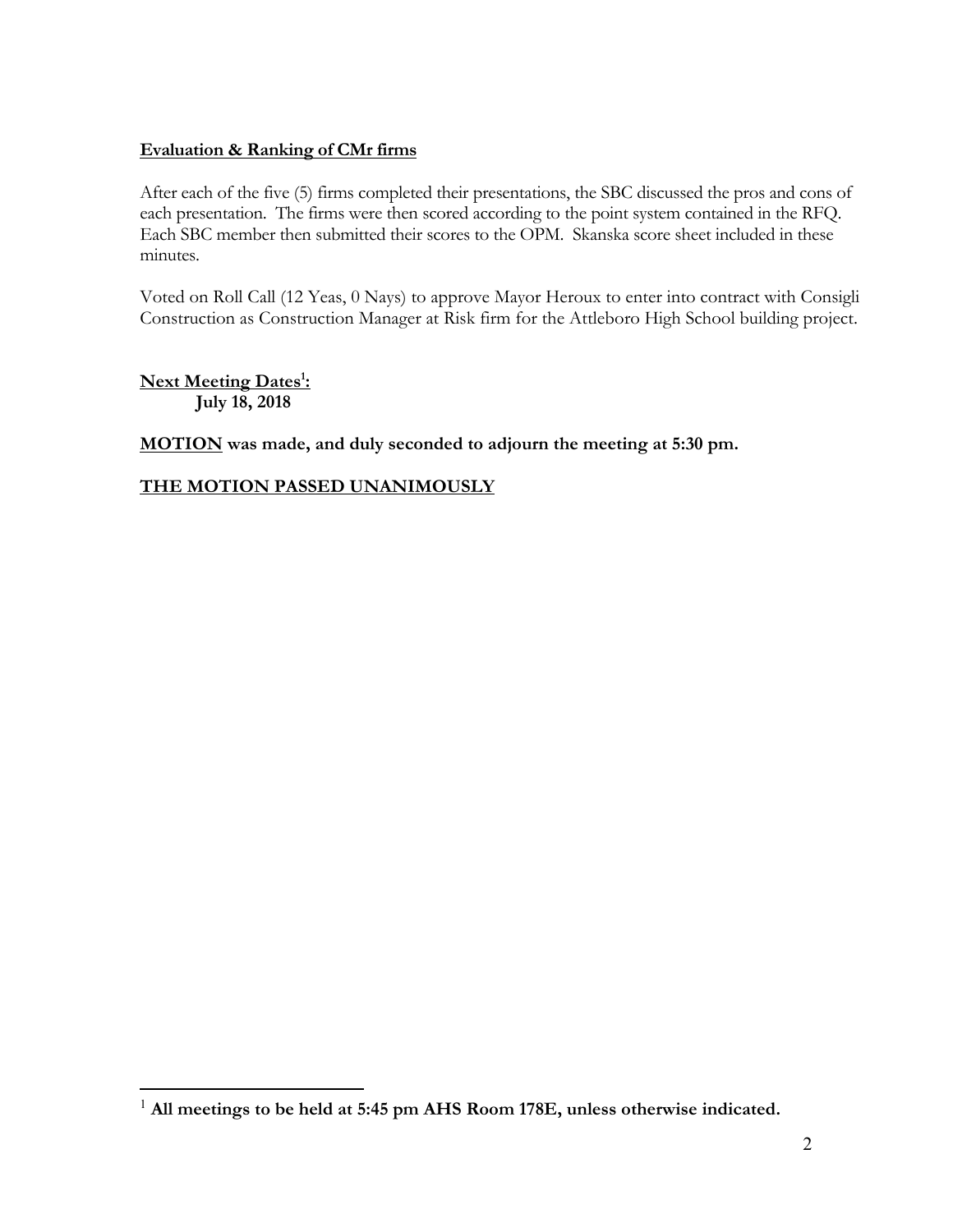**Evaluation & Ranking of CMr firms**

After each of the five (5) firms completed their presentations, the SBC discussed the pros and cons of each presentation. The firms were then scored according to the point system contained in the RFQ. Each SBC member then submitted their scores to the OPM. Skanska score sheet included in these minutes.

Voted on Roll Call (12 Yeas, 0 Nays) to approve Mayor Heroux to enter into contract with Consigli Construction as Construction Manager at Risk firm for the Attleboro High School building project.

**Next Meeting Dates[1]:**
**July 18, 2018**

**MOTION was made, and duly seconded to adjourn the meeting at 5:30 pm.**

**THE MOTION PASSED UNANIMOUSLY**

[1] **All meetings to be held at 5:45 pm AHS Room 178E, unless otherwise indicated.**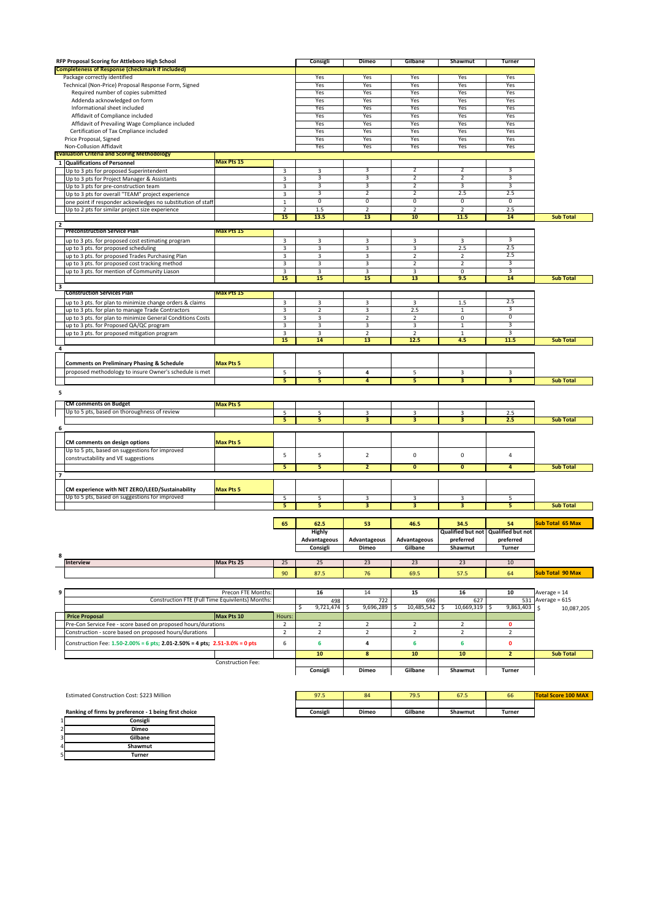| RFP Proposal Scoring for Attleboro High School | | | Consigli | Dimeo | Gilbane | Shawmut | Turner | |
|---|---|---|---|---|---|---|---|---|
| **Completeness of Response (checkmark if included)** | | | | | | | | |
| Package correctly identified | | | Yes | Yes | Yes | Yes | Yes | |
| Technical (Non-Price) Proposal Response Form, Signed | | | Yes | Yes | Yes | Yes | Yes | |
| Required number of copies submitted | | | Yes | Yes | Yes | Yes | Yes | |
| Addenda acknowledged on form | | | Yes | Yes | Yes | Yes | Yes | |
| Informational sheet included | | | Yes | Yes | Yes | Yes | Yes | |
| Affidavit of Compliance included | | | Yes | Yes | Yes | Yes | Yes | |
| Affidavit of Prevailing Wage Compliance included | | | Yes | Yes | Yes | Yes | Yes | |
| Certification of Tax Cmpliance included | | | Yes | Yes | Yes | Yes | Yes | |
| Price Proposal, Signed | | | Yes | Yes | Yes | Yes | Yes | |
| Non-Collusion Affidavit | | | Yes | Yes | Yes | Yes | Yes | |
| **Evaluation Criteria and Scoring Methodology** | | | | | | | | |
| **1 Qualifications of Personnel** | **Max Pts 15** | | | | | | | |
| Up to 3 pts for proposed Superintendent | | 3 | 3 | 3 | 2 | 2 | 3 | |
| Up to 3 pts for Project Manager & Assistants | | 3 | 3 | 3 | 2 | 2 | 3 | |
| Up to 3 pts for pre-construction team | | 3 | 3 | 3 | 2 | 3 | 3 | |
| Up to 3 pts for overall "TEAM" project experience | | 3 | 3 | 2 | 2 | 2.5 | 2.5 | |
| one point if responder ackowledges no substitution of staff | | 1 | 0 | 0 | 0 | 0 | 0 | |
| Up to 2 pts for similar project size experience | | 2 | 1.5 | 2 | 2 | 2 | 2.5 | |
| | | 15 | 13.5 | 13 | 10 | 11.5 | 14 | Sub Total |
| **2 Preconstruction Service Plan** | **Max Pts 15** | | | | | | | |
| up to 3 pts. for proposed cost estimating program | | 3 | 3 | 3 | 3 | 3 | 3 | |
| up to 3 pts. for proposed scheduling | | 3 | 3 | 3 | 3 | 2.5 | 2.5 | |
| up to 3 pts. for proposed Trades Purchasing Plan | | 3 | 3 | 3 | 2 | 2 | 2.5 | |
| up to 3 pts. for proposed cost tracking method | | 3 | 3 | 3 | 2 | 2 | 3 | |
| up to 3 pts. for mention of Community Liason | | 3 | 3 | 3 | 3 | 0 | 3 | |
| | | 15 | 15 | 15 | 13 | 9.5 | 14 | Sub Total |
| **3 Construction Services Plan** | **Max Pts 15** | | | | | | | |
| up to 3 pts. for plan to minimize change orders & claims | | 3 | 3 | 3 | 3 | 1.5 | 2.5 | |
| up to 3 pts. for plan to manage Trade Contractors | | 3 | 2 | 3 | 2.5 | 1 | 3 | |
| up to 3 pts. for plan to minimize General Conditions Costs | | 3 | 3 | 2 | 2 | 0 | 0 | |
| up to 3 pts. for Proposed QA/QC program | | 3 | 3 | 3 | 3 | 1 | 3 | |
| up to 3 pts. for proposed mitigation program | | 3 | 3 | 2 | 2 | 1 | 3 | |
| | | 15 | 14 | 13 | 12.5 | 4.5 | 11.5 | Sub Total |
| **4 Comments on Preliminary Phasing & Schedule** | **Max Pts 5** | | | | | | | |
| proposed methodology to insure Owner's schedule is met | | 5 | 5 | 4 | 5 | 3 | 3 | |
| | | 5 | 5 | 4 | 5 | 3 | 3 | Sub Total |
| **5 CM comments on Budget** | **Max Pts 5** | | | | | | | |
| Up to 5 pts, based on thoroughness of review | | 5 | 5 | 3 | 3 | 3 | 2.5 | |
| | | 5 | 5 | 3 | 3 | 3 | 2.5 | Sub Total |
| **6 CM comments on design options** | **Max Pts 5** | | | | | | | |
| Up to 5 pts, based on suggestions for improved constructability and VE suggestions | | 5 | 5 | 2 | 0 | 0 | 4 | |
| | | 5 | 5 | 2 | 0 | 0 | 4 | Sub Total |
| **7 CM experience with NET ZERO/LEED/Sustainability** | **Max Pts 5** | | | | | | | |
| Up to 5 pts, based on suggestions for improved | | 5 | 5 | 3 | 3 | 3 | 5 | |
| | | 5 | 5 | 3 | 3 | 3 | 5 | Sub Total |
| | | 65 | 62.5 | 53 | 46.5 | 34.5 | 54 | Sub Total 65 Max |
| | | | Highly Advantageous | Advantageous | Advantageous | Qualified but not preferred | Qualified but not preferred | |
| | | | Consigli | Dimeo | Gilbane | Shawmut | Turner | |
| **8 Interview** | **Max Pts 25** | 25 | 25 | 23 | 23 | 23 | 10 | |
| | | 90 | 87.5 | 76 | 69.5 | 57.5 | 64 | Sub Total 90 Max |
| **9** Precon FTE Months: | | | 16 | 14 | 15 | 16 | 10 | Average = 14 |
| Construction FTE (Full Time Equivilents) Months: | | | 498 | 722 | 696 | 627 | 531 | Average = 615 |
| | | | $ 9,721,474 | $ 9,696,289 | $ 10,485,542 | $ 10,669,319 | $ 9,863,403 | $ 10,087,205 |
| **Price Proposal** | **Max Pts 10** | Hours: | | | | | | |
| Pre-Con Service Fee - score based on proposed hours/durations | | 2 | 2 | 2 | 2 | 2 | 0 | |
| Construction - score based on proposed hours/durations | | 2 | 2 | 2 | 2 | 2 | 2 | |
| Construction Fee: 1.50-2.00% = 6 pts; 2.01-2.50% = 4 pts; 2.51-3.0% = 0 pts | | 6 | 6 | 4 | 6 | 6 | 0 | |
| | | | 10 | 8 | 10 | 10 | 2 | Sub Total |
| | Construction Fee: | | | | | | | |
| | | | Consigli | Dimeo | Gilbane | Shawmut | Turner | |
| Estimated Construction Cost: $223 Million | | | 97.5 | 84 | 79.5 | 67.5 | 66 | Total Score 100 MAX |
| **Ranking of firms by preference - 1 being first choice** | | | Consigli | Dimeo | Gilbane | Shawmut | Turner | |

| | Ranking |
|---|---|
| 1 | Consigli |
| 2 | Dimeo |
| 3 | Gilbane |
| 4 | Shawmut |
| 5 | Turner |